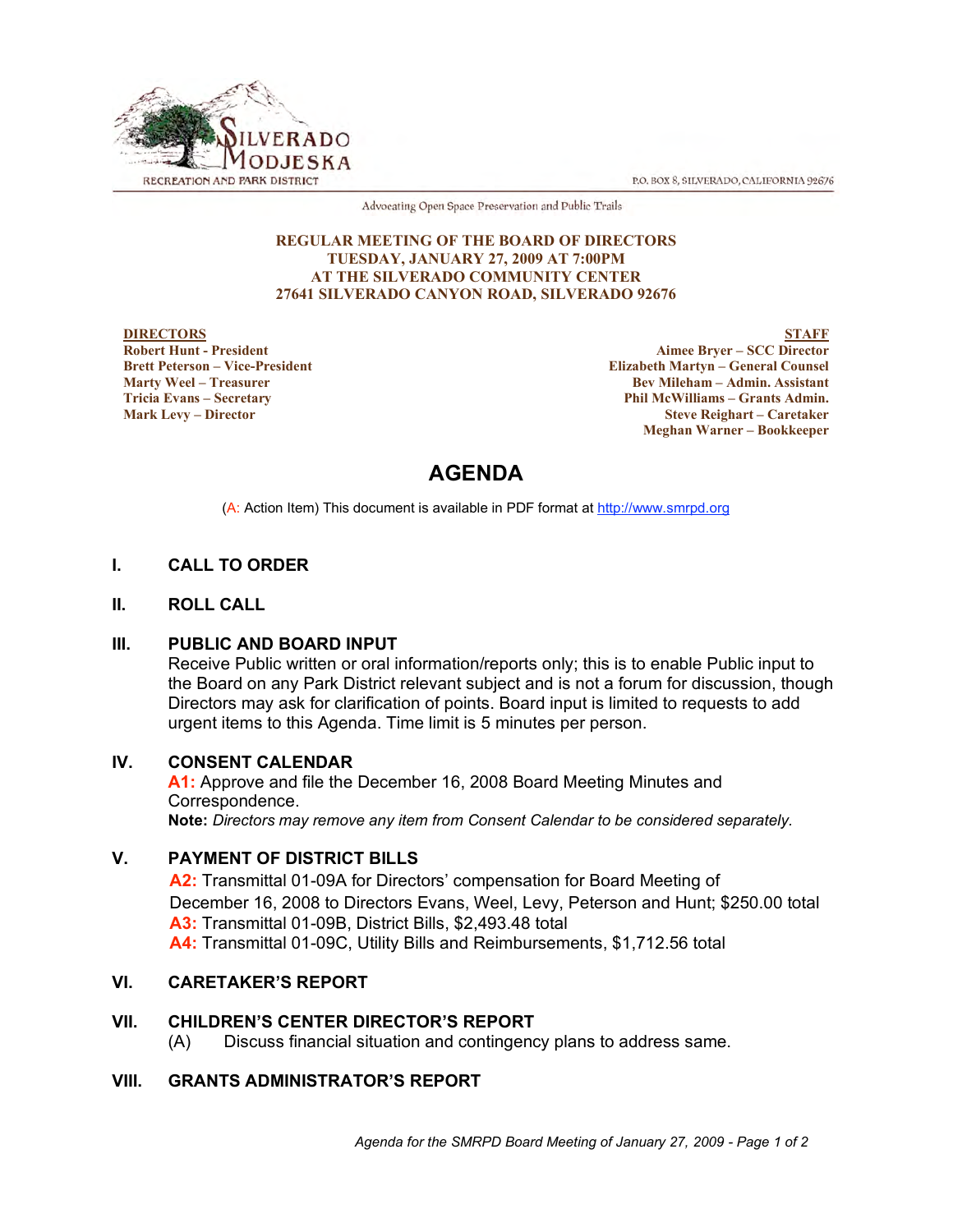SILVERADO MODJESKA
RECREATION AND PARK DISTRICT

P.O. BOX 8, SILVERADO, CALIFORNIA 92676

Advocating Open Space Preservation and Public Trails

**REGULAR MEETING OF THE BOARD OF DIRECTORS**
**TUESDAY, JANUARY 27, 2009 AT 7:00PM**
**AT THE SILVERADO COMMUNITY CENTER**
**27641 SILVERADO CANYON ROAD, SILVERADO 92676**

**DIRECTORS**
**Robert Hunt - President**
**Brett Peterson – Vice-President**
**Marty Weel – Treasurer**
**Tricia Evans – Secretary**
**Mark Levy – Director**

**STAFF**
**Aimee Bryer – SCC Director**
**Elizabeth Martyn – General Counsel**
**Bev Mileham – Admin. Assistant**
**Phil McWilliams – Grants Admin.**
**Steve Reighart – Caretaker**
**Meghan Warner – Bookkeeper**

# AGENDA

(A: Action Item) This document is available in PDF format at http://www.smrpd.org

## I. CALL TO ORDER

## II. ROLL CALL

## III. PUBLIC AND BOARD INPUT

Receive Public written or oral information/reports only; this is to enable Public input to the Board on any Park District relevant subject and is not a forum for discussion, though Directors may ask for clarification of points. Board input is limited to requests to add urgent items to this Agenda. Time limit is 5 minutes per person.

## IV. CONSENT CALENDAR

**A1:** Approve and file the December 16, 2008 Board Meeting Minutes and Correspondence.

**Note:** *Directors may remove any item from Consent Calendar to be considered separately.*

## V. PAYMENT OF DISTRICT BILLS

**A2:** Transmittal 01-09A for Directors' compensation for Board Meeting of December 16, 2008 to Directors Evans, Weel, Levy, Peterson and Hunt; $250.00 total

**A3:** Transmittal 01-09B, District Bills, $2,493.48 total

**A4:** Transmittal 01-09C, Utility Bills and Reimbursements, $1,712.56 total

## VI. CARETAKER'S REPORT

## VII. CHILDREN'S CENTER DIRECTOR'S REPORT

(A) Discuss financial situation and contingency plans to address same.

## VIII. GRANTS ADMINISTRATOR'S REPORT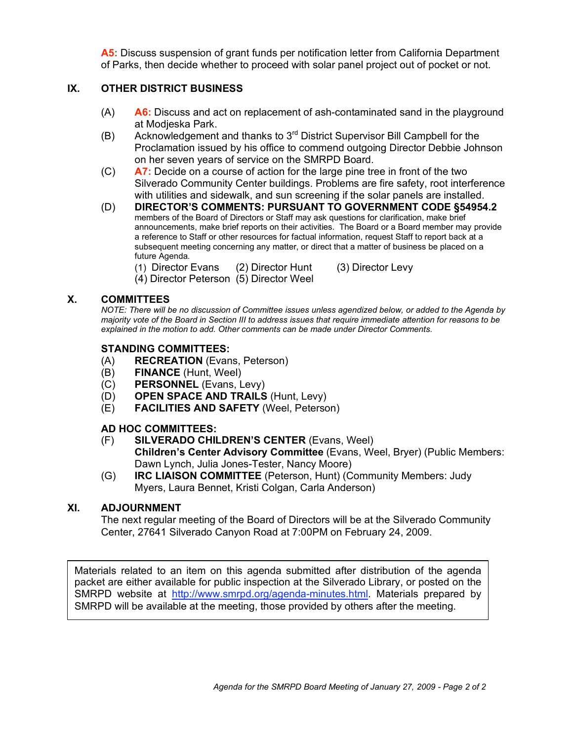**A5:** Discuss suspension of grant funds per notification letter from California Department of Parks, then decide whether to proceed with solar panel project out of pocket or not.

## IX. OTHER DISTRICT BUSINESS

(A) **A6:** Discuss and act on replacement of ash-contaminated sand in the playground at Modjeska Park.

(B) Acknowledgement and thanks to 3rd District Supervisor Bill Campbell for the Proclamation issued by his office to commend outgoing Director Debbie Johnson on her seven years of service on the SMRPD Board.

(C) **A7:** Decide on a course of action for the large pine tree in front of the two Silverado Community Center buildings. Problems are fire safety, root interference with utilities and sidewalk, and sun screening if the solar panels are installed.

(D) **DIRECTOR'S COMMENTS: PURSUANT TO GOVERNMENT CODE §54954.2** members of the Board of Directors or Staff may ask questions for clarification, make brief announcements, make brief reports on their activities. The Board or a Board member may provide a reference to Staff or other resources for factual information, request Staff to report back at a subsequent meeting concerning any matter, or direct that a matter of business be placed on a future Agenda.

(1) Director Evans (2) Director Hunt (3) Director Levy
(4) Director Peterson (5) Director Weel

## X. COMMITTEES

*NOTE: There will be no discussion of Committee issues unless agendized below, or added to the Agenda by majority vote of the Board in Section III to address issues that require immediate attention for reasons to be explained in the motion to add. Other comments can be made under Director Comments.*

### STANDING COMMITTEES:

(A) **RECREATION** (Evans, Peterson)
(B) **FINANCE** (Hunt, Weel)
(C) **PERSONNEL** (Evans, Levy)
(D) **OPEN SPACE AND TRAILS** (Hunt, Levy)
(E) **FACILITIES AND SAFETY** (Weel, Peterson)

### AD HOC COMMITTEES:

(F) **SILVERADO CHILDREN'S CENTER** (Evans, Weel)
**Children's Center Advisory Committee** (Evans, Weel, Bryer) (Public Members: Dawn Lynch, Julia Jones-Tester, Nancy Moore)

(G) **IRC LIAISON COMMITTEE** (Peterson, Hunt) (Community Members: Judy Myers, Laura Bennet, Kristi Colgan, Carla Anderson)

## XI. ADJOURNMENT

The next regular meeting of the Board of Directors will be at the Silverado Community Center, 27641 Silverado Canyon Road at 7:00PM on February 24, 2009.

Materials related to an item on this agenda submitted after distribution of the agenda packet are either available for public inspection at the Silverado Library, or posted on the SMRPD website at http://www.smrpd.org/agenda-minutes.html. Materials prepared by SMRPD will be available at the meeting, those provided by others after the meeting.